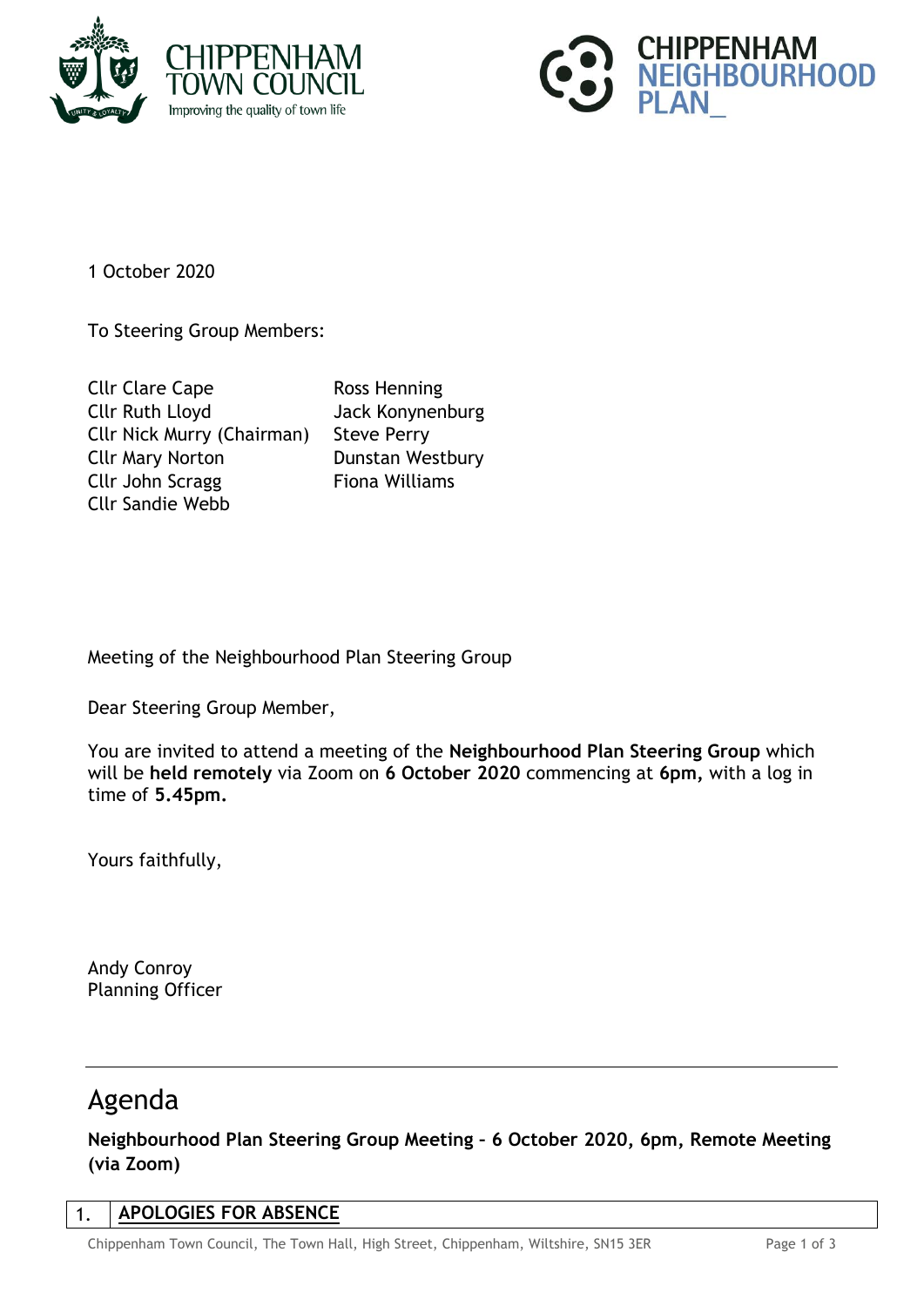CHIPPENHAM TOWN COUNCIL
Improving the quality of town life

CHIPPENHAM NEIGHBOURHOOD PLAN_

1 October 2020

To Steering Group Members:

| | |
|---|---|
| Cllr Clare Cape | Ross Henning |
| Cllr Ruth Lloyd | Jack Konynenburg |
| Cllr Nick Murry (Chairman) | Steve Perry |
| Cllr Mary Norton | Dunstan Westbury |
| Cllr John Scragg | Fiona Williams |
| Cllr Sandie Webb | |

Meeting of the Neighbourhood Plan Steering Group

Dear Steering Group Member,

You are invited to attend a meeting of the **Neighbourhood Plan Steering Group** which will be **held remotely** via Zoom on **6 October 2020** commencing at **6pm,** with a log in time of **5.45pm.**

Yours faithfully,

Andy Conroy
Planning Officer

---

# Agenda

**Neighbourhood Plan Steering Group Meeting – 6 October 2020, 6pm, Remote Meeting (via Zoom)**

| | |
|---|---|
| 1. | **APOLOGIES FOR ABSENCE** |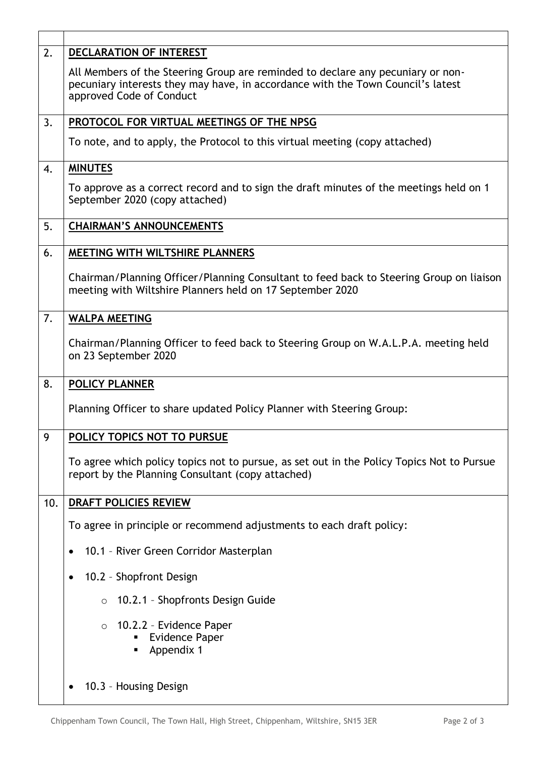| | |
|---|---|
| 2. | **DECLARATION OF INTEREST**<br><br>All Members of the Steering Group are reminded to declare any pecuniary or non-pecuniary interests they may have, in accordance with the Town Council's latest approved Code of Conduct |
| 3. | **PROTOCOL FOR VIRTUAL MEETINGS OF THE NPSG**<br><br>To note, and to apply, the Protocol to this virtual meeting (copy attached) |
| 4. | **MINUTES**<br><br>To approve as a correct record and to sign the draft minutes of the meetings held on 1 September 2020 (copy attached) |
| 5. | **CHAIRMAN'S ANNOUNCEMENTS** |
| 6. | **MEETING WITH WILTSHIRE PLANNERS**<br><br>Chairman/Planning Officer/Planning Consultant to feed back to Steering Group on liaison meeting with Wiltshire Planners held on 17 September 2020 |
| 7. | **WALPA MEETING**<br><br>Chairman/Planning Officer to feed back to Steering Group on W.A.L.P.A. meeting held on 23 September 2020 |
| 8. | **POLICY PLANNER**<br><br>Planning Officer to share updated Policy Planner with Steering Group: |
| 9 | **POLICY TOPICS NOT TO PURSUE**<br><br>To agree which policy topics not to pursue, as set out in the Policy Topics Not to Pursue report by the Planning Consultant (copy attached) |
| 10. | **DRAFT POLICIES REVIEW**<br><br>To agree in principle or recommend adjustments to each draft policy:<br><br>• 10.1 – River Green Corridor Masterplan<br><br>• 10.2 – Shopfront Design<br>&nbsp;&nbsp;&nbsp;&nbsp;○ 10.2.1 – Shopfronts Design Guide<br>&nbsp;&nbsp;&nbsp;&nbsp;○ 10.2.2 – Evidence Paper<br>&nbsp;&nbsp;&nbsp;&nbsp;&nbsp;&nbsp;&nbsp;&nbsp;▪ Evidence Paper<br>&nbsp;&nbsp;&nbsp;&nbsp;&nbsp;&nbsp;&nbsp;&nbsp;▪ Appendix 1<br><br>• 10.3 – Housing Design |

Chippenham Town Council, The Town Hall, High Street, Chippenham, Wiltshire, SN15 3ER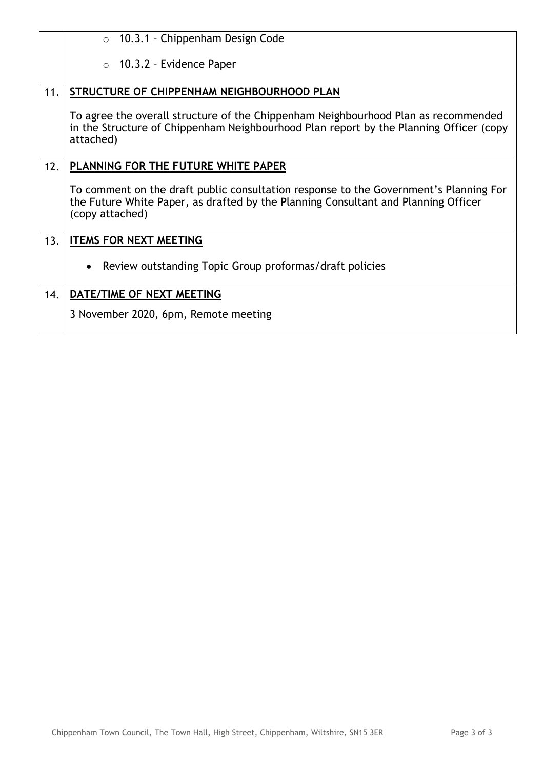| | |
|---|---|
| | ○ 10.3.1 – Chippenham Design Code<br><br>○ 10.3.2 – Evidence Paper |
| 11. | **STRUCTURE OF CHIPPENHAM NEIGHBOURHOOD PLAN**<br><br>To agree the overall structure of the Chippenham Neighbourhood Plan as recommended in the Structure of Chippenham Neighbourhood Plan report by the Planning Officer (copy attached) |
| 12. | **PLANNING FOR THE FUTURE WHITE PAPER**<br><br>To comment on the draft public consultation response to the Government's Planning For the Future White Paper, as drafted by the Planning Consultant and Planning Officer (copy attached) |
| 13. | **ITEMS FOR NEXT MEETING**<br><br>• Review outstanding Topic Group proformas/draft policies |
| 14. | **DATE/TIME OF NEXT MEETING**<br><br>3 November 2020, 6pm, Remote meeting |

Chippenham Town Council, The Town Hall, High Street, Chippenham, Wiltshire, SN15 3ER